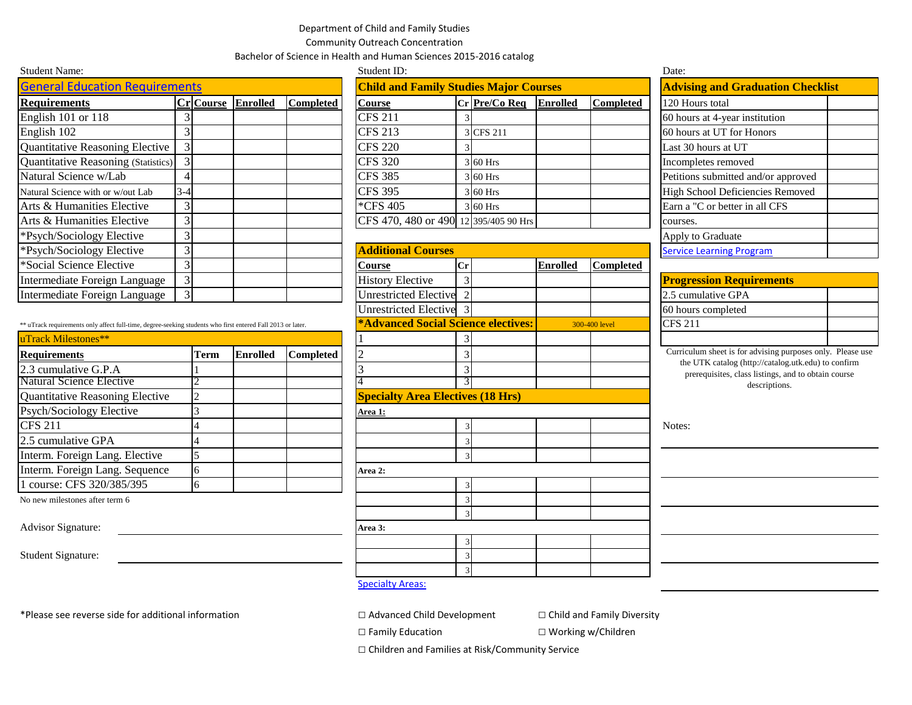Department of Child and Family Studies

Community Outreach Concentration

Bachelor of Science in Health and Human Sciences 2015-2016 catalog

Student Name:

Student ID:

Date:

## General Education Requirements

| Requirements | Cr | Course | Enrolled | Completed |
|---|---|---|---|---|
| English 101 or 118 | 3 | | | |
| English 102 | 3 | | | |
| Quantitative Reasoning Elective | 3 | | | |
| Quantitative Reasoning (Statistics) | 3 | | | |
| Natural Science w/Lab | 4 | | | |
| Natural Science with or w/out Lab | 3-4 | | | |
| Arts & Humanities Elective | 3 | | | |
| Arts & Humanities Elective | 3 | | | |
| *Psych/Sociology Elective | 3 | | | |
| *Psych/Sociology Elective | 3 | | | |
| *Social Science Elective | 3 | | | |
| Intermediate Foreign Language | 3 | | | |
| Intermediate Foreign Language | 3 | | | |

** uTrack requirements only affect full-time, degree-seeking students who first entered Fall 2013 or later.

## uTrack Milestones**

| Requirements | Term | Enrolled | Completed |
|---|---|---|---|
| 2.3 cumulative G.P.A | 1 | | |
| Natural Science Elective | 2 | | |
| Quantitative Reasoning Elective | 2 | | |
| Psych/Sociology Elective | 3 | | |
| CFS 211 | 4 | | |
| 2.5 cumulative GPA | 4 | | |
| Interm. Foreign Lang. Elective | 5 | | |
| Interm. Foreign Lang. Sequence | 6 | | |
| 1 course: CFS 320/385/395 | 6 | | |

No new milestones after term 6

Advisor Signature: ______________________

Student Signature: ______________________

## Child and Family Studies Major Courses

| Course | Cr | Pre/Co Req | Enrolled | Completed |
|---|---|---|---|---|
| CFS 211 | 3 | | | |
| CFS 213 | 3 | CFS 211 | | |
| CFS 220 | 3 | | | |
| CFS 320 | 3 | 60 Hrs | | |
| CFS 385 | 3 | 60 Hrs | | |
| CFS 395 | 3 | 60 Hrs | | |
| *CFS 405 | 3 | 60 Hrs | | |
| CFS 470, 480 or 490 | 12 | 395/405 90 Hrs | | |

## Additional Courses

| Course | Cr | | Enrolled | Completed |
|---|---|---|---|---|
| History Elective | 3 | | | |
| Unrestricted Elective | 2 | | | |
| Unrestricted Elective | 3 | | | |
| **\*Advanced Social Science electives:** | | | 300-400 level | |
| 1 | 3 | | | |
| 2 | 3 | | | |
| 3 | 3 | | | |
| 4 | 3 | | | |

## Specialty Area Electives (18 Hrs)

| | Cr | | Enrolled | Completed |
|---|---|---|---|---|
| **Area 1:** | | | | |
| | 3 | | | |
| | 3 | | | |
| | 3 | | | |
| **Area 2:** | | | | |
| | 3 | | | |
| | 3 | | | |
| | 3 | | | |
| **Area 3:** | | | | |
| | 3 | | | |
| | 3 | | | |
| | 3 | | | |

Specialty Areas:

- ☐ Advanced Child Development
- ☐ Child and Family Diversity
- ☐ Family Education
- ☐ Working w/Children
- ☐ Children and Families at Risk/Community Service

## Advising and Graduation Checklist

| | |
|---|---|
| 120 Hours total | |
| 60 hours at 4-year institution | |
| 60 hours at UT for Honors | |
| Last 30 hours at UT | |
| Incompletes removed | |
| Petitions submitted and/or approved | |
| High School Deficiencies Removed | |
| Earn a "C or better in all CFS courses. | |
| Apply to Graduate | |
| Service Learning Program | |

## Progression Requirements

| | |
|---|---|
| 2.5 cumulative GPA | |
| 60 hours completed | |
| CFS 211 | |
| | |

Curriculum sheet is for advising purposes only. Please use the UTK catalog (http://catalog.utk.edu) to confirm prerequisites, class listings, and to obtain course descriptions.

Notes:

*Please see reverse side for additional information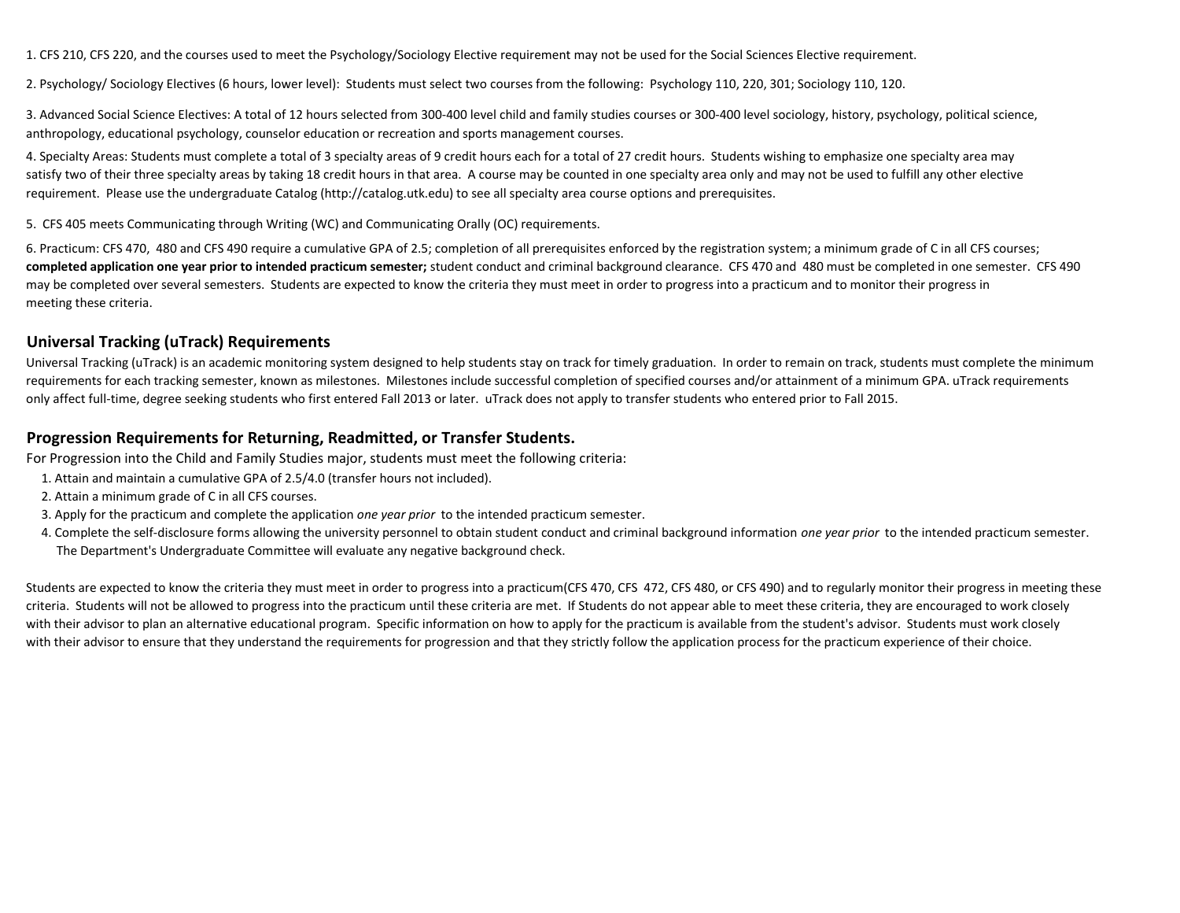1. CFS 210, CFS 220, and the courses used to meet the Psychology/Sociology Elective requirement may not be used for the Social Sciences Elective requirement.

2. Psychology/ Sociology Electives (6 hours, lower level): Students must select two courses from the following: Psychology 110, 220, 301; Sociology 110, 120.

3. Advanced Social Science Electives: A total of 12 hours selected from 300-400 level child and family studies courses or 300-400 level sociology, history, psychology, political science, anthropology, educational psychology, counselor education or recreation and sports management courses.

4. Specialty Areas: Students must complete a total of 3 specialty areas of 9 credit hours each for a total of 27 credit hours. Students wishing to emphasize one specialty area may satisfy two of their three specialty areas by taking 18 credit hours in that area. A course may be counted in one specialty area only and may not be used to fulfill any other elective requirement. Please use the undergraduate Catalog (http://catalog.utk.edu) to see all specialty area course options and prerequisites.

5. CFS 405 meets Communicating through Writing (WC) and Communicating Orally (OC) requirements.

6. Practicum: CFS 470, 480 and CFS 490 require a cumulative GPA of 2.5; completion of all prerequisites enforced by the registration system; a minimum grade of C in all CFS courses; **completed application one year prior to intended practicum semester;** student conduct and criminal background clearance. CFS 470 and 480 must be completed in one semester. CFS 490 may be completed over several semesters. Students are expected to know the criteria they must meet in order to progress into a practicum and to monitor their progress in meeting these criteria.

## Universal Tracking (uTrack) Requirements

Universal Tracking (uTrack) is an academic monitoring system designed to help students stay on track for timely graduation. In order to remain on track, students must complete the minimum requirements for each tracking semester, known as milestones. Milestones include successful completion of specified courses and/or attainment of a minimum GPA. uTrack requirements only affect full-time, degree seeking students who first entered Fall 2013 or later. uTrack does not apply to transfer students who entered prior to Fall 2015.

## Progression Requirements for Returning, Readmitted, or Transfer Students.

For Progression into the Child and Family Studies major, students must meet the following criteria:

1. Attain and maintain a cumulative GPA of 2.5/4.0 (transfer hours not included).
2. Attain a minimum grade of C in all CFS courses.
3. Apply for the practicum and complete the application *one year prior* to the intended practicum semester.
4. Complete the self-disclosure forms allowing the university personnel to obtain student conduct and criminal background information *one year prior* to the intended practicum semester. The Department's Undergraduate Committee will evaluate any negative background check.

Students are expected to know the criteria they must meet in order to progress into a practicum(CFS 470, CFS 472, CFS 480, or CFS 490) and to regularly monitor their progress in meeting these criteria. Students will not be allowed to progress into the practicum until these criteria are met. If Students do not appear able to meet these criteria, they are encouraged to work closely with their advisor to plan an alternative educational program. Specific information on how to apply for the practicum is available from the student's advisor. Students must work closely with their advisor to ensure that they understand the requirements for progression and that they strictly follow the application process for the practicum experience of their choice.